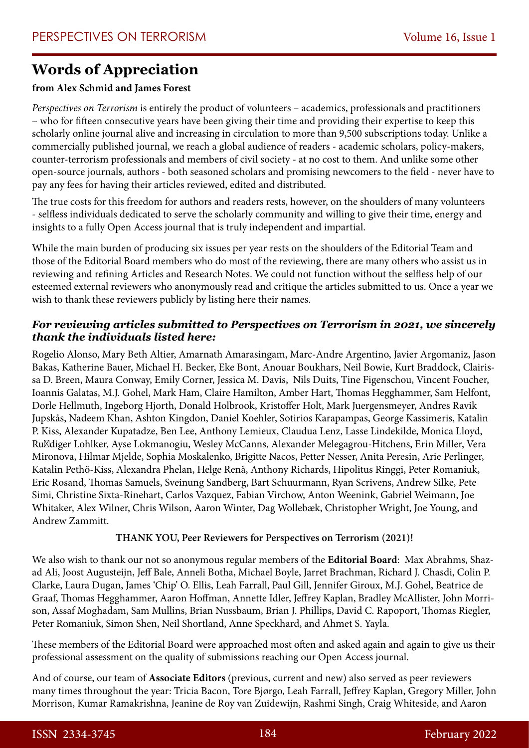# Words of Appreciation

**from Alex Schmid and James Forest**

*Perspectives on Terrorism* is entirely the product of volunteers – academics, professionals and practitioners – who for fifteen consecutive years have been giving their time and providing their expertise to keep this scholarly online journal alive and increasing in circulation to more than 9,500 subscriptions today. Unlike a commercially published journal, we reach a global audience of readers - academic scholars, policy-makers, counter-terrorism professionals and members of civil society - at no cost to them. And unlike some other open-source journals, authors - both seasoned scholars and promising newcomers to the field - never have to pay any fees for having their articles reviewed, edited and distributed.

The true costs for this freedom for authors and readers rests, however, on the shoulders of many volunteers - selfless individuals dedicated to serve the scholarly community and willing to give their time, energy and insights to a fully Open Access journal that is truly independent and impartial.

While the main burden of producing six issues per year rests on the shoulders of the Editorial Team and those of the Editorial Board members who do most of the reviewing, there are many others who assist us in reviewing and refining Articles and Research Notes. We could not function without the selfless help of our esteemed external reviewers who anonymously read and critique the articles submitted to us. Once a year we wish to thank these reviewers publicly by listing here their names.

### *For reviewing articles submitted to Perspectives on Terrorism in 2021, we sincerely thank the individuals listed here:*

Rogelio Alonso, Mary Beth Altier, Amarnath Amarasingam, Marc-Andre Argentino, Javier Argomaniz, Jason Bakas, Katherine Bauer, Michael H. Becker, Eke Bont, Anouar Boukhars, Neil Bowie, Kurt Braddock, Clairissa D. Breen, Maura Conway, Emily Corner, Jessica M. Davis, Nils Duits, Tine Figenschou, Vincent Foucher, Ioannis Galatas, M.J. Gohel, Mark Ham, Claire Hamilton, Amber Hart, Thomas Hegghammer, Sam Helfont, Dorle Hellmuth, Ingeborg Hjorth, Donald Holbrook, Kristoffer Holt, Mark Juergensmeyer, Andres Ravik Jupskås, Nadeem Khan, Ashton Kingdon, Daniel Koehler, Sotirios Karapampas, George Kassimeris, Katalin P. Kiss, Alexander Kupatadze, Ben Lee, Anthony Lemieux, Claudua Lenz, Lasse Lindekilde, Monica Lloyd, Rüdiger Lohlker, Ayse Lokmanogiu, Wesley McCanns, Alexander Melegagrou-Hitchens, Erin Miller, Vera Mironova, Hilmar Mjelde, Sophia Moskalenko, Brigitte Nacos, Petter Nesser, Anita Peresin, Arie Perlinger, Katalin Pethö-Kiss, Alexandra Phelan, Helge Renå, Anthony Richards, Hipolitus Ringgi, Peter Romaniuk, Eric Rosand, Thomas Samuels, Sveinung Sandberg, Bart Schuurmann, Ryan Scrivens, Andrew Silke, Pete Simi, Christine Sixta-Rinehart, Carlos Vazquez, Fabian Virchow, Anton Weenink, Gabriel Weimann, Joe Whitaker, Alex Wilner, Chris Wilson, Aaron Winter, Dag Wollebæk, Christopher Wright, Joe Young, and Andrew Zammitt.

**THANK YOU, Peer Reviewers for Perspectives on Terrorism (2021)!**

We also wish to thank our not so anonymous regular members of the **Editorial Board**: Max Abrahms, Shazad Ali, Joost Augusteijn, Jeff Bale, Anneli Botha, Michael Boyle, Jarret Brachman, Richard J. Chasdi, Colin P. Clarke, Laura Dugan, James 'Chip' O. Ellis, Leah Farrall, Paul Gill, Jennifer Giroux, M.J. Gohel, Beatrice de Graaf, Thomas Hegghammer, Aaron Hoffman, Annette Idler, Jeffrey Kaplan, Bradley McAllister, John Morrison, Assaf Moghadam, Sam Mullins, Brian Nussbaum, Brian J. Phillips, David C. Rapoport, Thomas Riegler, Peter Romaniuk, Simon Shen, Neil Shortland, Anne Speckhard, and Ahmet S. Yayla.

These members of the Editorial Board were approached most often and asked again and again to give us their professional assessment on the quality of submissions reaching our Open Access journal.

And of course, our team of **Associate Editors** (previous, current and new) also served as peer reviewers many times throughout the year: Tricia Bacon, Tore Bjørgo, Leah Farrall, Jeffrey Kaplan, Gregory Miller, John Morrison, Kumar Ramakrishna, Jeanine de Roy van Zuidewijn, Rashmi Singh, Craig Whiteside, and Aaron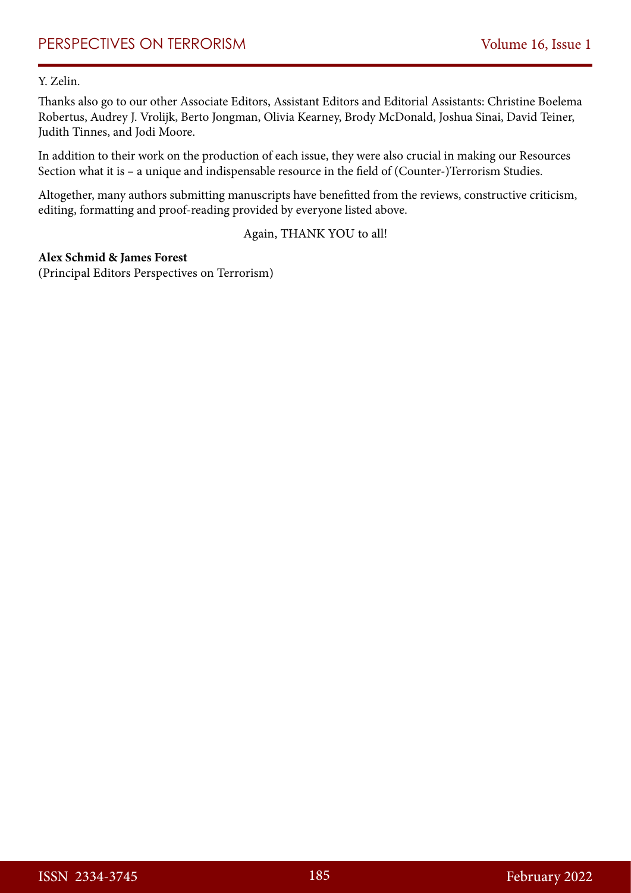Y. Zelin.

Thanks also go to our other Associate Editors, Assistant Editors and Editorial Assistants: Christine Boelema Robertus, Audrey J. Vrolijk, Berto Jongman, Olivia Kearney, Brody McDonald, Joshua Sinai, David Teiner, Judith Tinnes, and Jodi Moore.

In addition to their work on the production of each issue, they were also crucial in making our Resources Section what it is – a unique and indispensable resource in the field of (Counter-)Terrorism Studies.

Altogether, many authors submitting manuscripts have benefitted from the reviews, constructive criticism, editing, formatting and proof-reading provided by everyone listed above.

Again, THANK YOU to all!

**Alex Schmid & James Forest**
(Principal Editors Perspectives on Terrorism)